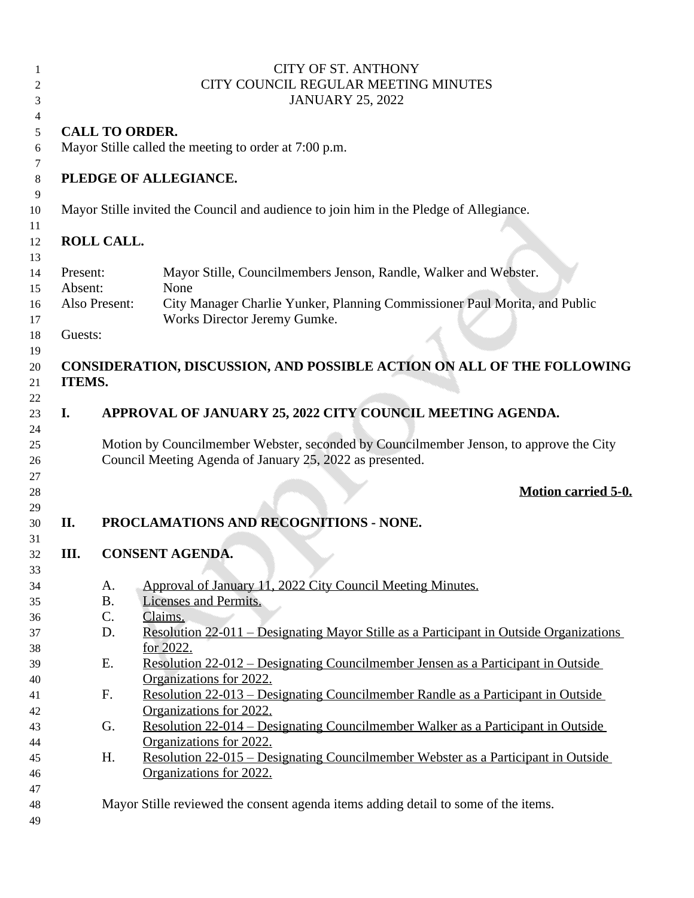CITY OF ST. ANTHONY
CITY COUNCIL REGULAR MEETING MINUTES
JANUARY 25, 2022

**CALL TO ORDER.**

Mayor Stille called the meeting to order at 7:00 p.m.

**PLEDGE OF ALLEGIANCE.**

Mayor Stille invited the Council and audience to join him in the Pledge of Allegiance.

**ROLL CALL.**

Present: Mayor Stille, Councilmembers Jenson, Randle, Walker and Webster.
Absent: None
Also Present: City Manager Charlie Yunker, Planning Commissioner Paul Morita, and Public Works Director Jeremy Gumke.
Guests:

**CONSIDERATION, DISCUSSION, AND POSSIBLE ACTION ON ALL OF THE FOLLOWING ITEMS.**

**I. APPROVAL OF JANUARY 25, 2022 CITY COUNCIL MEETING AGENDA.**

Motion by Councilmember Webster, seconded by Councilmember Jenson, to approve the City Council Meeting Agenda of January 25, 2022 as presented.

**Motion carried 5-0.**

**II. PROCLAMATIONS AND RECOGNITIONS - NONE.**

**III. CONSENT AGENDA.**

A. Approval of January 11, 2022 City Council Meeting Minutes.
B. Licenses and Permits.
C. Claims.
D. Resolution 22-011 – Designating Mayor Stille as a Participant in Outside Organizations for 2022.
E. Resolution 22-012 – Designating Councilmember Jensen as a Participant in Outside Organizations for 2022.
F. Resolution 22-013 – Designating Councilmember Randle as a Participant in Outside Organizations for 2022.
G. Resolution 22-014 – Designating Councilmember Walker as a Participant in Outside Organizations for 2022.
H. Resolution 22-015 – Designating Councilmember Webster as a Participant in Outside Organizations for 2022.

Mayor Stille reviewed the consent agenda items adding detail to some of the items.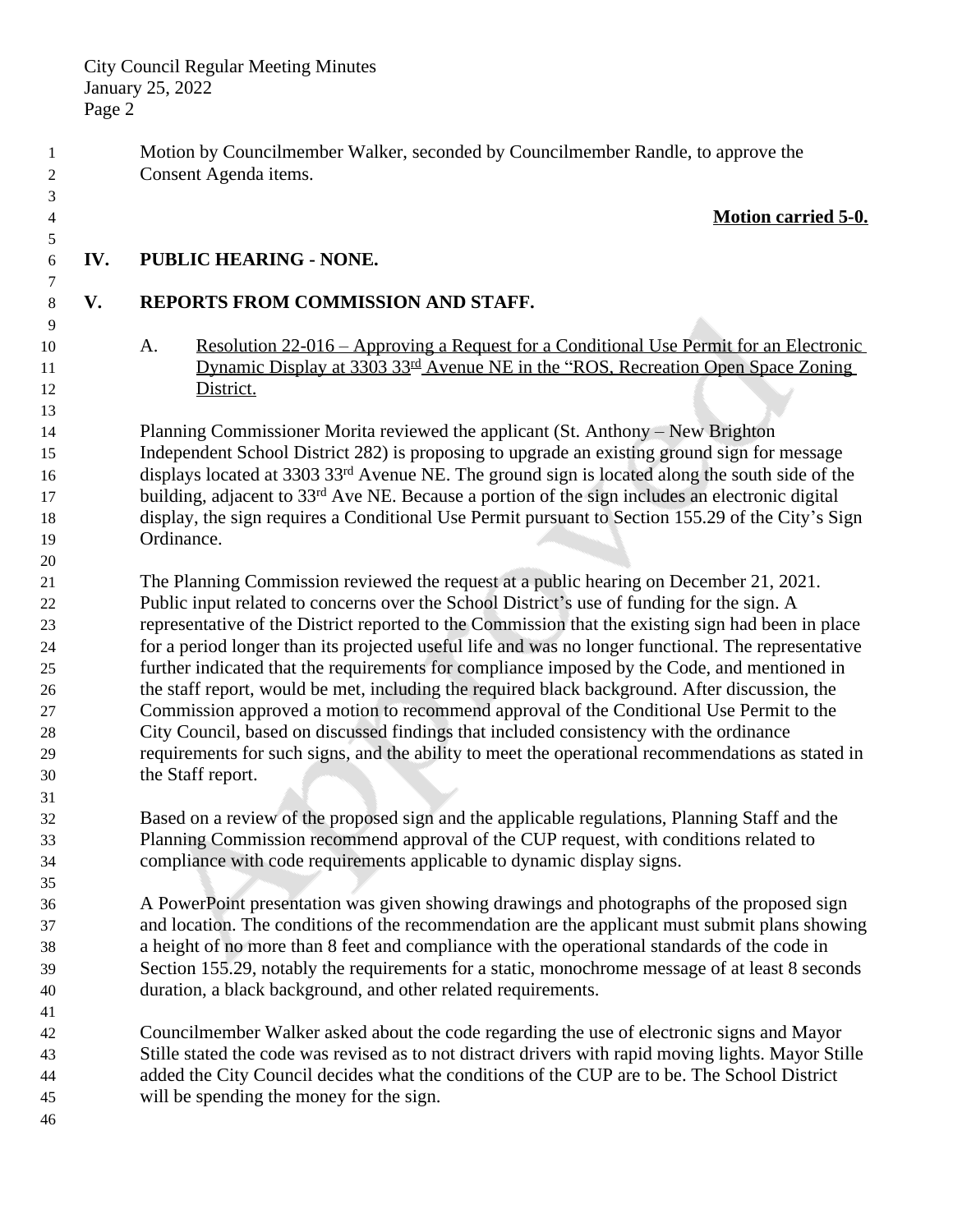Motion by Councilmember Walker, seconded by Councilmember Randle, to approve the Consent Agenda items.

**Motion carried 5-0.**

## IV. PUBLIC HEARING - NONE.

## V. REPORTS FROM COMMISSION AND STAFF.

A. Resolution 22-016 – Approving a Request for a Conditional Use Permit for an Electronic Dynamic Display at 3303 33rd Avenue NE in the "ROS, Recreation Open Space Zoning District.

Planning Commissioner Morita reviewed the applicant (St. Anthony – New Brighton Independent School District 282) is proposing to upgrade an existing ground sign for message displays located at 3303 33rd Avenue NE. The ground sign is located along the south side of the building, adjacent to 33rd Ave NE. Because a portion of the sign includes an electronic digital display, the sign requires a Conditional Use Permit pursuant to Section 155.29 of the City's Sign Ordinance.

The Planning Commission reviewed the request at a public hearing on December 21, 2021. Public input related to concerns over the School District's use of funding for the sign. A representative of the District reported to the Commission that the existing sign had been in place for a period longer than its projected useful life and was no longer functional. The representative further indicated that the requirements for compliance imposed by the Code, and mentioned in the staff report, would be met, including the required black background. After discussion, the Commission approved a motion to recommend approval of the Conditional Use Permit to the City Council, based on discussed findings that included consistency with the ordinance requirements for such signs, and the ability to meet the operational recommendations as stated in the Staff report.

Based on a review of the proposed sign and the applicable regulations, Planning Staff and the Planning Commission recommend approval of the CUP request, with conditions related to compliance with code requirements applicable to dynamic display signs.

A PowerPoint presentation was given showing drawings and photographs of the proposed sign and location. The conditions of the recommendation are the applicant must submit plans showing a height of no more than 8 feet and compliance with the operational standards of the code in Section 155.29, notably the requirements for a static, monochrome message of at least 8 seconds duration, a black background, and other related requirements.

Councilmember Walker asked about the code regarding the use of electronic signs and Mayor Stille stated the code was revised as to not distract drivers with rapid moving lights. Mayor Stille added the City Council decides what the conditions of the CUP are to be. The School District will be spending the money for the sign.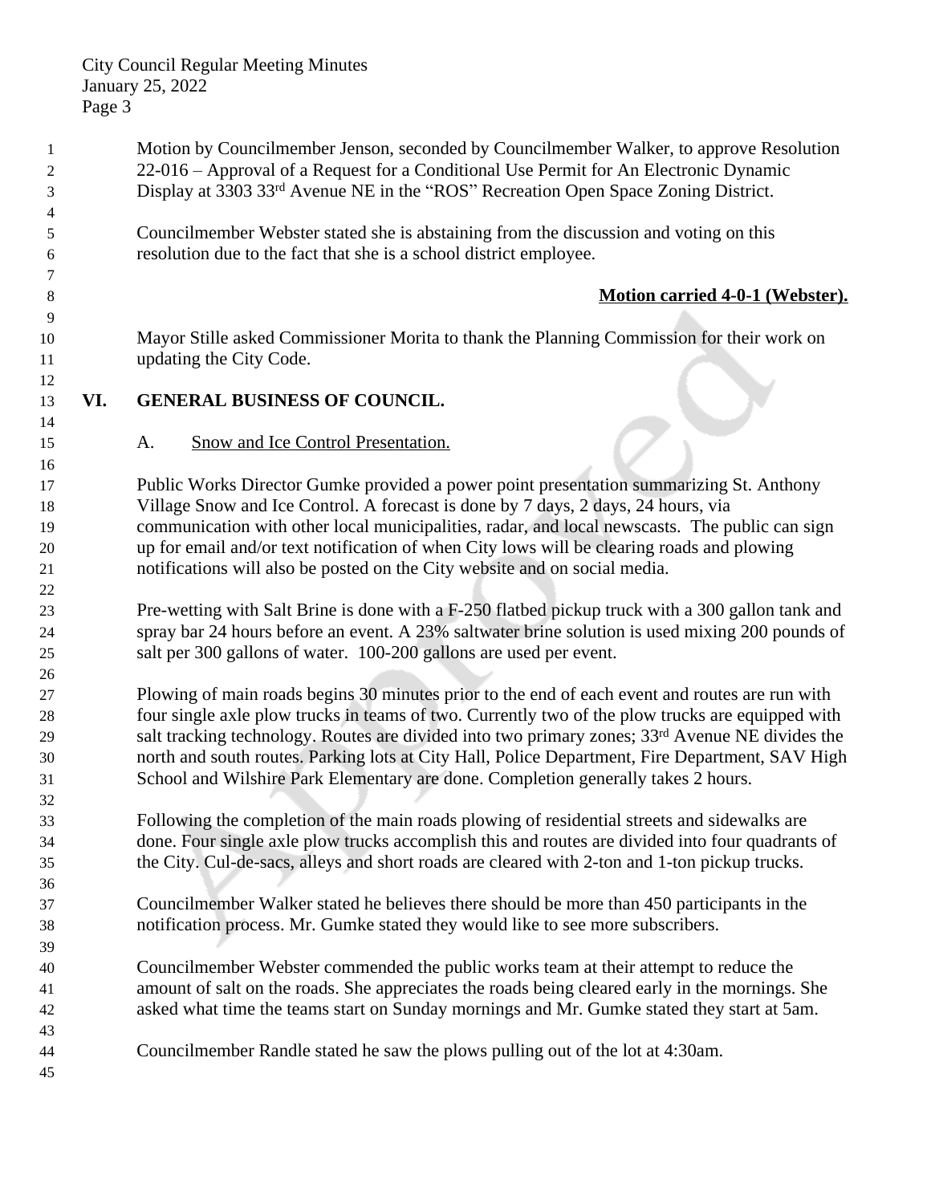Motion by Councilmember Jenson, seconded by Councilmember Walker, to approve Resolution 22-016 – Approval of a Request for a Conditional Use Permit for An Electronic Dynamic Display at 3303 33rd Avenue NE in the "ROS" Recreation Open Space Zoning District.

Councilmember Webster stated she is abstaining from the discussion and voting on this resolution due to the fact that she is a school district employee.

**Motion carried 4-0-1 (Webster).**

Mayor Stille asked Commissioner Morita to thank the Planning Commission for their work on updating the City Code.

## VI. GENERAL BUSINESS OF COUNCIL.

A. Snow and Ice Control Presentation.

Public Works Director Gumke provided a power point presentation summarizing St. Anthony Village Snow and Ice Control. A forecast is done by 7 days, 2 days, 24 hours, via communication with other local municipalities, radar, and local newscasts. The public can sign up for email and/or text notification of when City lows will be clearing roads and plowing notifications will also be posted on the City website and on social media.

Pre-wetting with Salt Brine is done with a F-250 flatbed pickup truck with a 300 gallon tank and spray bar 24 hours before an event. A 23% saltwater brine solution is used mixing 200 pounds of salt per 300 gallons of water. 100-200 gallons are used per event.

Plowing of main roads begins 30 minutes prior to the end of each event and routes are run with four single axle plow trucks in teams of two. Currently two of the plow trucks are equipped with salt tracking technology. Routes are divided into two primary zones; 33rd Avenue NE divides the north and south routes. Parking lots at City Hall, Police Department, Fire Department, SAV High School and Wilshire Park Elementary are done. Completion generally takes 2 hours.

Following the completion of the main roads plowing of residential streets and sidewalks are done. Four single axle plow trucks accomplish this and routes are divided into four quadrants of the City. Cul-de-sacs, alleys and short roads are cleared with 2-ton and 1-ton pickup trucks.

Councilmember Walker stated he believes there should be more than 450 participants in the notification process. Mr. Gumke stated they would like to see more subscribers.

Councilmember Webster commended the public works team at their attempt to reduce the amount of salt on the roads. She appreciates the roads being cleared early in the mornings. She asked what time the teams start on Sunday mornings and Mr. Gumke stated they start at 5am.

Councilmember Randle stated he saw the plows pulling out of the lot at 4:30am.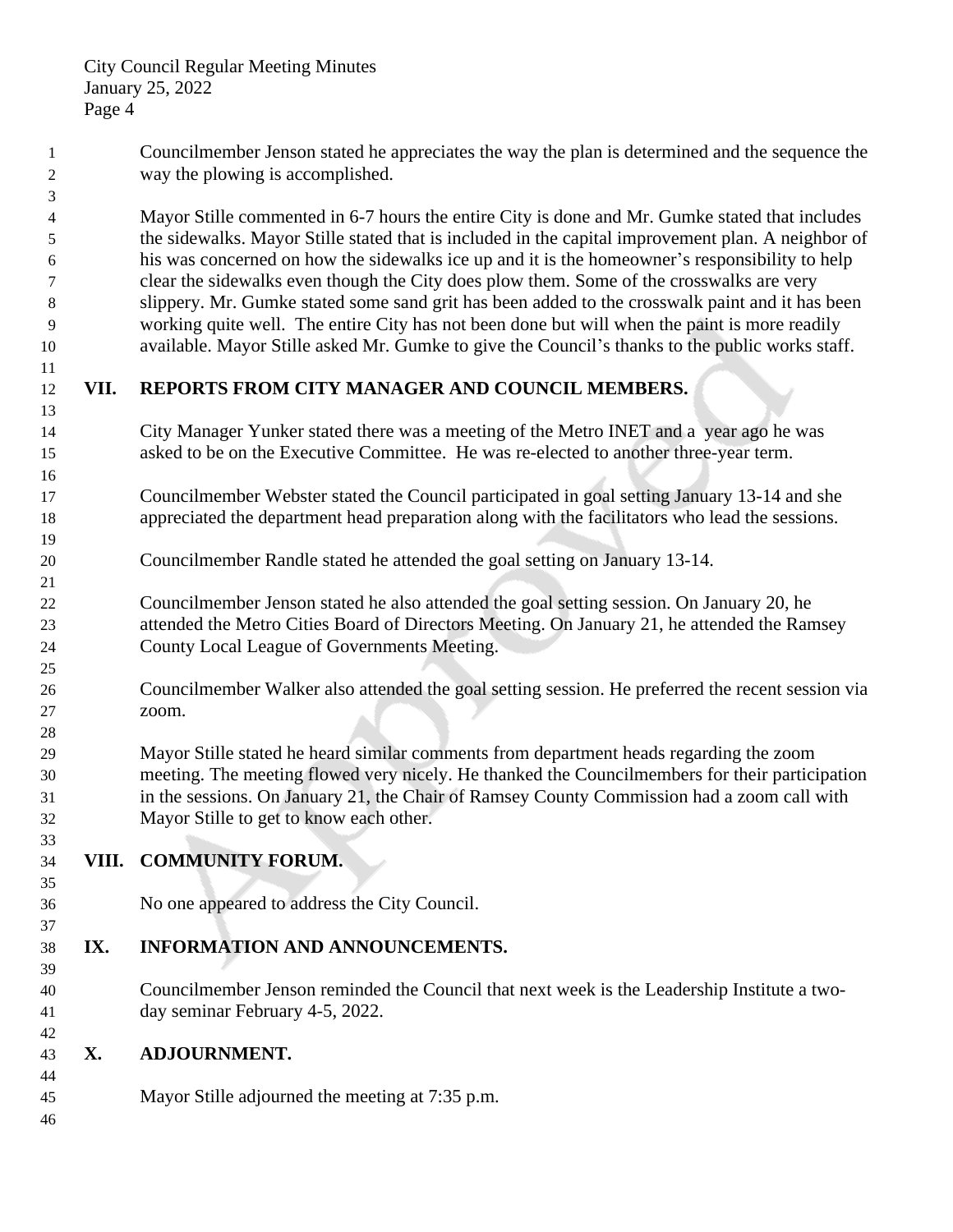Councilmember Jenson stated he appreciates the way the plan is determined and the sequence the way the plowing is accomplished.

Mayor Stille commented in 6-7 hours the entire City is done and Mr. Gumke stated that includes the sidewalks. Mayor Stille stated that is included in the capital improvement plan. A neighbor of his was concerned on how the sidewalks ice up and it is the homeowner's responsibility to help clear the sidewalks even though the City does plow them. Some of the crosswalks are very slippery. Mr. Gumke stated some sand grit has been added to the crosswalk paint and it has been working quite well. The entire City has not been done but will when the paint is more readily available. Mayor Stille asked Mr. Gumke to give the Council's thanks to the public works staff.

## VII. REPORTS FROM CITY MANAGER AND COUNCIL MEMBERS.

City Manager Yunker stated there was a meeting of the Metro INET and a year ago he was asked to be on the Executive Committee. He was re-elected to another three-year term.

Councilmember Webster stated the Council participated in goal setting January 13-14 and she appreciated the department head preparation along with the facilitators who lead the sessions.

Councilmember Randle stated he attended the goal setting on January 13-14.

Councilmember Jenson stated he also attended the goal setting session. On January 20, he attended the Metro Cities Board of Directors Meeting. On January 21, he attended the Ramsey County Local League of Governments Meeting.

Councilmember Walker also attended the goal setting session. He preferred the recent session via zoom.

Mayor Stille stated he heard similar comments from department heads regarding the zoom meeting. The meeting flowed very nicely. He thanked the Councilmembers for their participation in the sessions. On January 21, the Chair of Ramsey County Commission had a zoom call with Mayor Stille to get to know each other.

## VIII. COMMUNITY FORUM.

No one appeared to address the City Council.

## IX. INFORMATION AND ANNOUNCEMENTS.

Councilmember Jenson reminded the Council that next week is the Leadership Institute a two-day seminar February 4-5, 2022.

## X. ADJOURNMENT.

Mayor Stille adjourned the meeting at 7:35 p.m.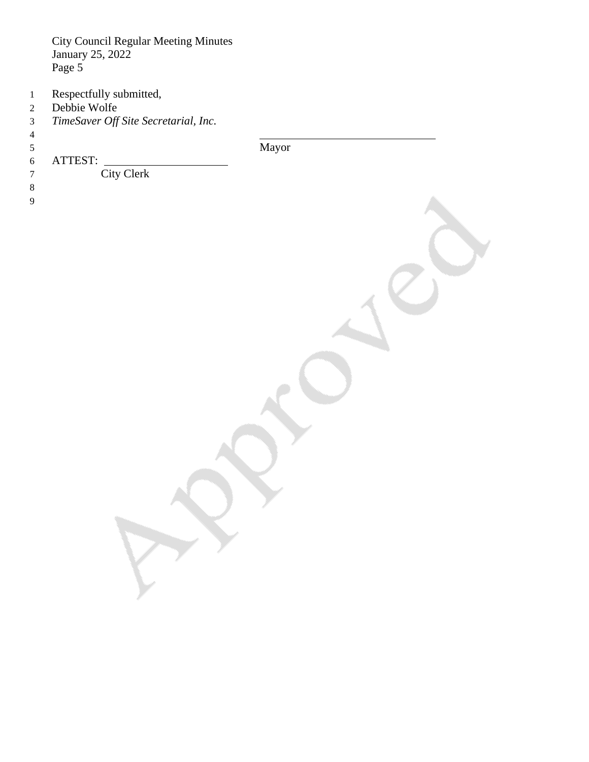Respectfully submitted,
Debbie Wolfe
*TimeSaver Off Site Secretarial, Inc.*

\_\_\_\_\_\_\_\_\_\_\_\_\_\_\_\_\_\_\_\_\_\_\_\_\_\_\_\_\_\_
Mayor

ATTEST: \_\_\_\_\_\_\_\_\_\_\_\_\_\_\_\_\_\_\_\_\_\_
City Clerk